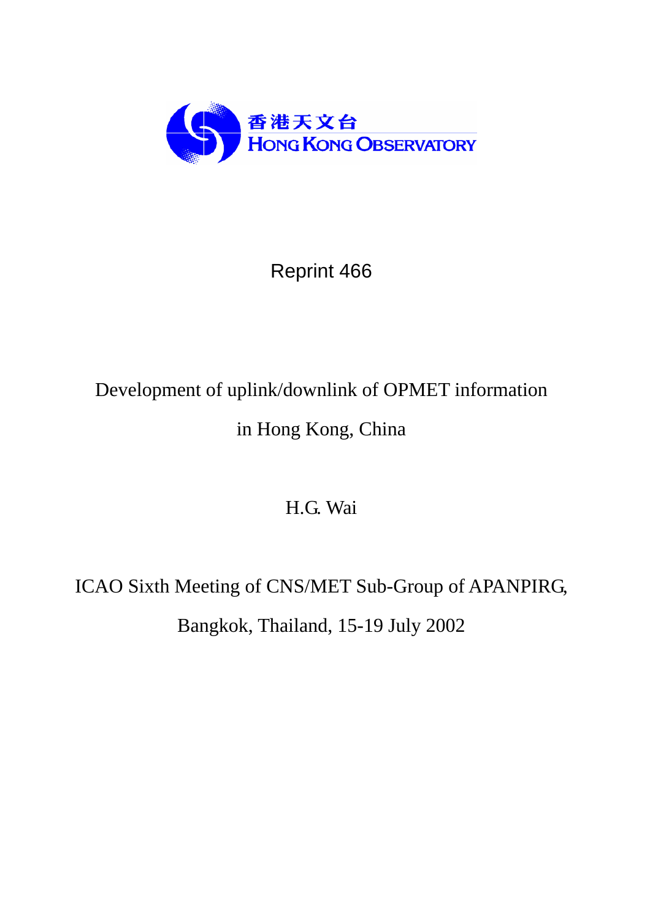香港天文台
HONG KONG OBSERVATORY

Reprint 466

# Development of uplink/downlink of OPMET information in Hong Kong, China

H.G. Wai

ICAO Sixth Meeting of CNS/MET Sub-Group of APANPIRG,

Bangkok, Thailand, 15-19 July 2002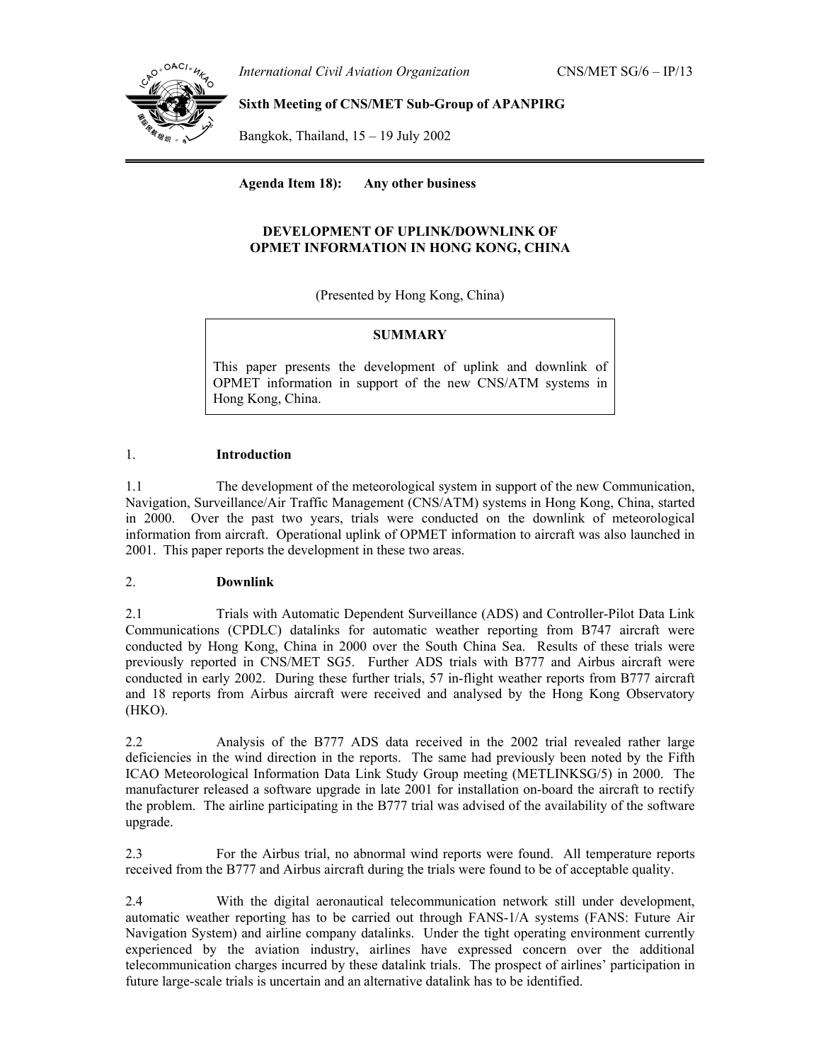International Civil Aviation Organization

CNS/MET SG/6 – IP/13

**Sixth Meeting of CNS/MET Sub-Group of APANPIRG**

Bangkok, Thailand, 15 – 19 July 2002

**Agenda Item 18): Any other business**

**DEVELOPMENT OF UPLINK/DOWNLINK OF OPMET INFORMATION IN HONG KONG, CHINA**

(Presented by Hong Kong, China)

**SUMMARY**

This paper presents the development of uplink and downlink of OPMET information in support of the new CNS/ATM systems in Hong Kong, China.

## 1. Introduction

1.1 The development of the meteorological system in support of the new Communication, Navigation, Surveillance/Air Traffic Management (CNS/ATM) systems in Hong Kong, China, started in 2000. Over the past two years, trials were conducted on the downlink of meteorological information from aircraft. Operational uplink of OPMET information to aircraft was also launched in 2001. This paper reports the development in these two areas.

## 2. Downlink

2.1 Trials with Automatic Dependent Surveillance (ADS) and Controller-Pilot Data Link Communications (CPDLC) datalinks for automatic weather reporting from B747 aircraft were conducted by Hong Kong, China in 2000 over the South China Sea. Results of these trials were previously reported in CNS/MET SG5. Further ADS trials with B777 and Airbus aircraft were conducted in early 2002. During these further trials, 57 in-flight weather reports from B777 aircraft and 18 reports from Airbus aircraft were received and analysed by the Hong Kong Observatory (HKO).

2.2 Analysis of the B777 ADS data received in the 2002 trial revealed rather large deficiencies in the wind direction in the reports. The same had previously been noted by the Fifth ICAO Meteorological Information Data Link Study Group meeting (METLINKSG/5) in 2000. The manufacturer released a software upgrade in late 2001 for installation on-board the aircraft to rectify the problem. The airline participating in the B777 trial was advised of the availability of the software upgrade.

2.3 For the Airbus trial, no abnormal wind reports were found. All temperature reports received from the B777 and Airbus aircraft during the trials were found to be of acceptable quality.

2.4 With the digital aeronautical telecommunication network still under development, automatic weather reporting has to be carried out through FANS-1/A systems (FANS: Future Air Navigation System) and airline company datalinks. Under the tight operating environment currently experienced by the aviation industry, airlines have expressed concern over the additional telecommunication charges incurred by these datalink trials. The prospect of airlines' participation in future large-scale trials is uncertain and an alternative datalink has to be identified.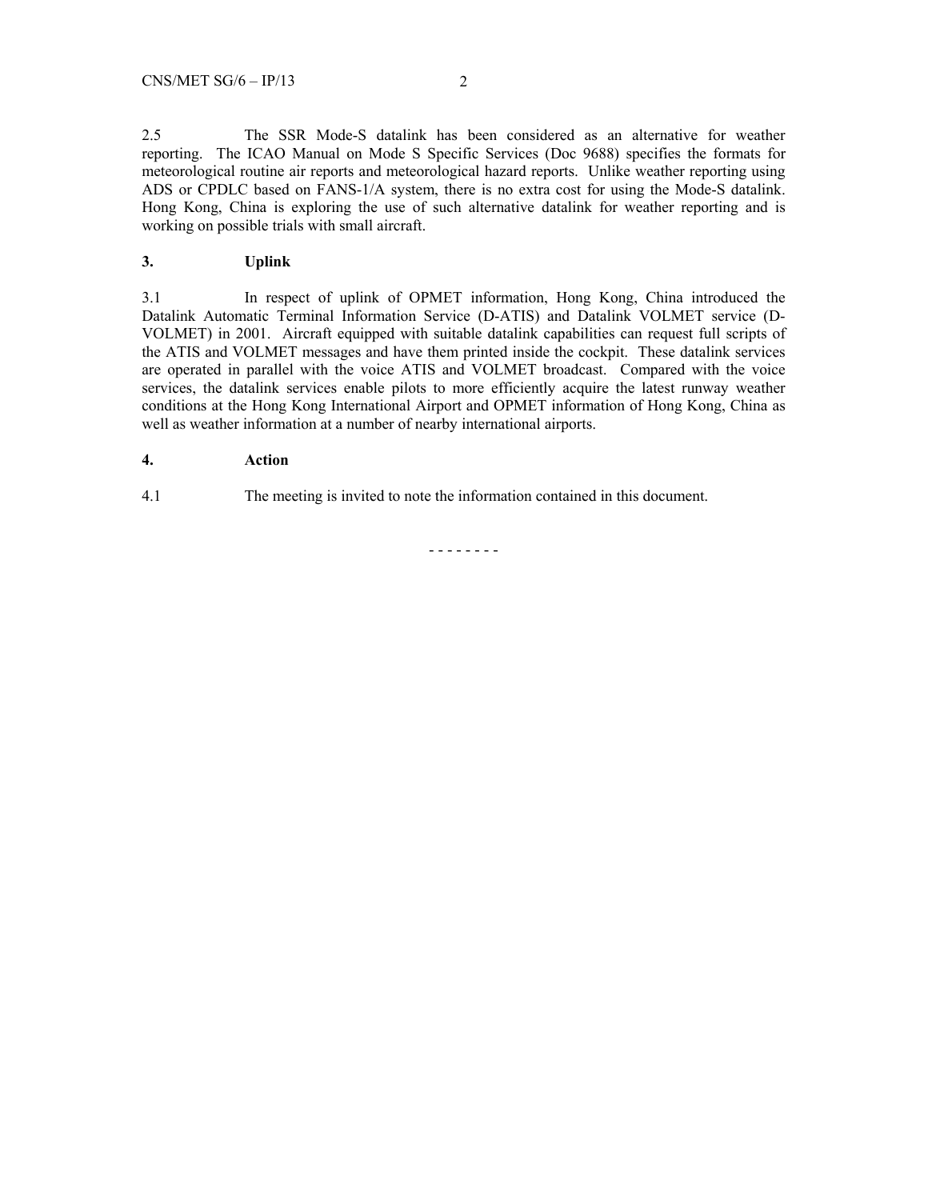2.5 The SSR Mode-S datalink has been considered as an alternative for weather reporting. The ICAO Manual on Mode S Specific Services (Doc 9688) specifies the formats for meteorological routine air reports and meteorological hazard reports. Unlike weather reporting using ADS or CPDLC based on FANS-1/A system, there is no extra cost for using the Mode-S datalink. Hong Kong, China is exploring the use of such alternative datalink for weather reporting and is working on possible trials with small aircraft.

## 3. Uplink

3.1 In respect of uplink of OPMET information, Hong Kong, China introduced the Datalink Automatic Terminal Information Service (D-ATIS) and Datalink VOLMET service (D-VOLMET) in 2001. Aircraft equipped with suitable datalink capabilities can request full scripts of the ATIS and VOLMET messages and have them printed inside the cockpit. These datalink services are operated in parallel with the voice ATIS and VOLMET broadcast. Compared with the voice services, the datalink services enable pilots to more efficiently acquire the latest runway weather conditions at the Hong Kong International Airport and OPMET information of Hong Kong, China as well as weather information at a number of nearby international airports.

## 4. Action

4.1 The meeting is invited to note the information contained in this document.

- - - - - - - -